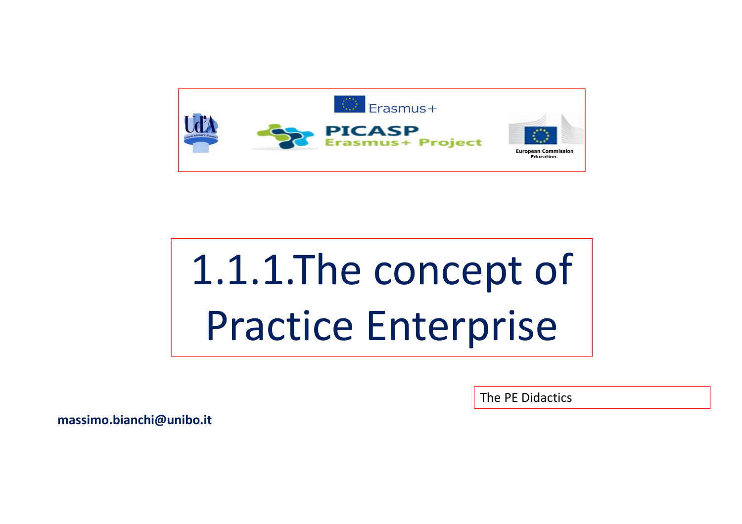Erasmus+

PICASP
Erasmus+ Project

European Commission
Education

# 1.1.1.The concept of Practice Enterprise

The PE Didactics

**massimo.bianchi@unibo.it**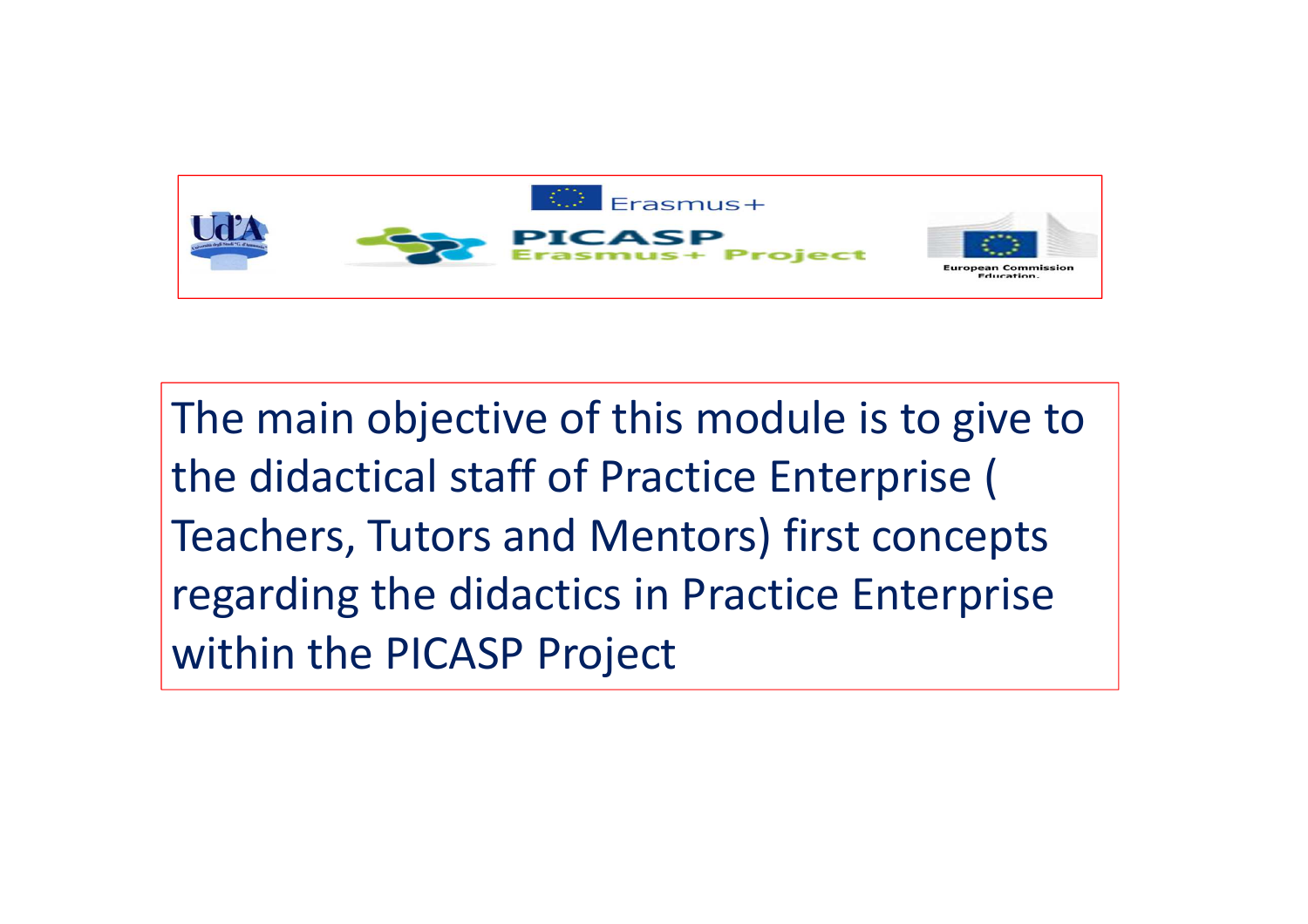Erasmus+

PICASP
Erasmus+ Project

European Commission
Education.

The main objective of this module is to give to the didactical staff of Practice Enterprise ( Teachers, Tutors and Mentors) first concepts regarding the didactics in Practice Enterprise within the PICASP Project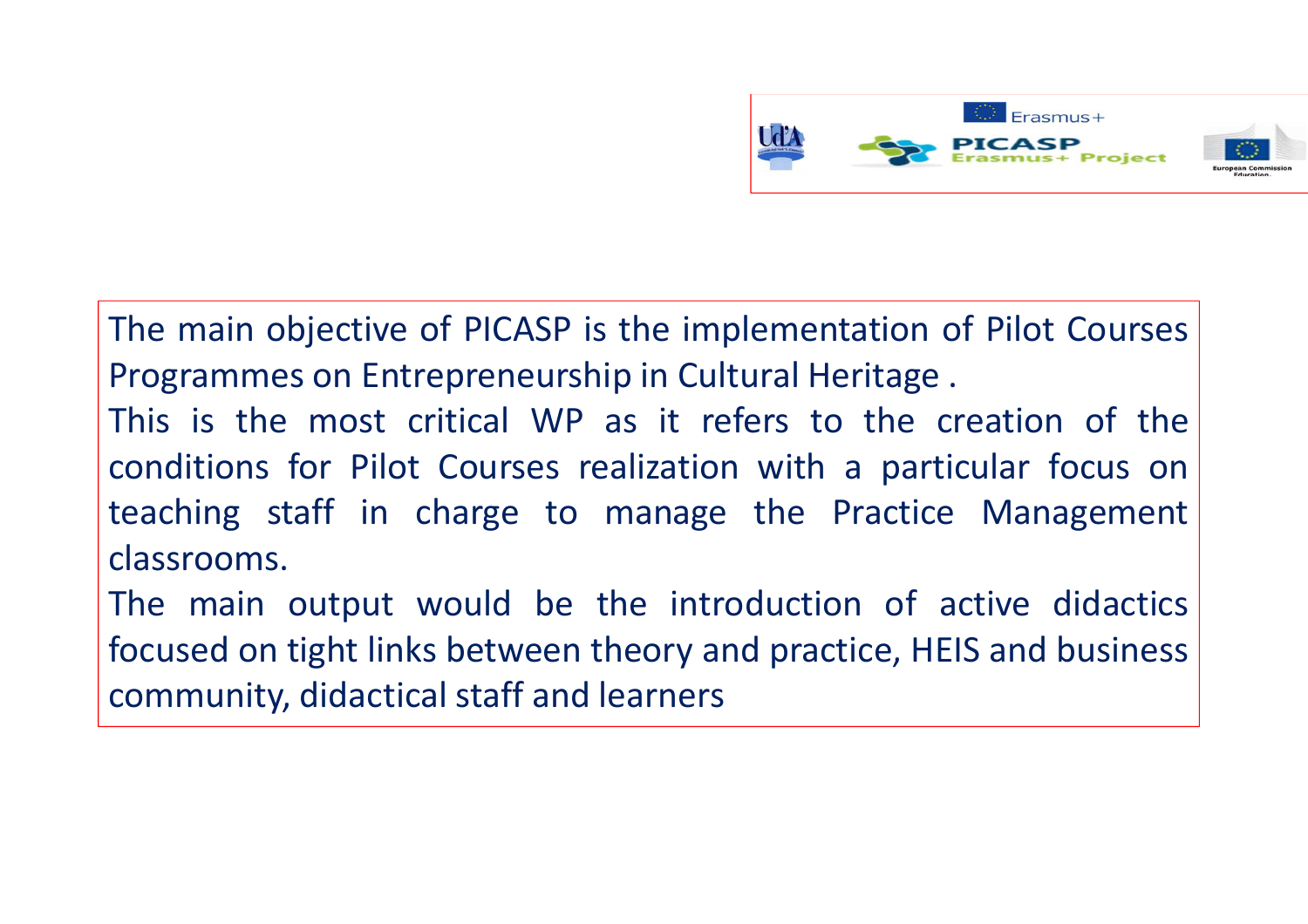The main objective of PICASP is the implementation of Pilot Courses Programmes on Entrepreneurship in Cultural Heritage .

This is the most critical WP as it refers to the creation of the conditions for Pilot Courses realization with a particular focus on teaching staff in charge to manage the Practice Management classrooms.

The main output would be the introduction of active didactics focused on tight links between theory and practice, HEIS and business community, didactical staff and learners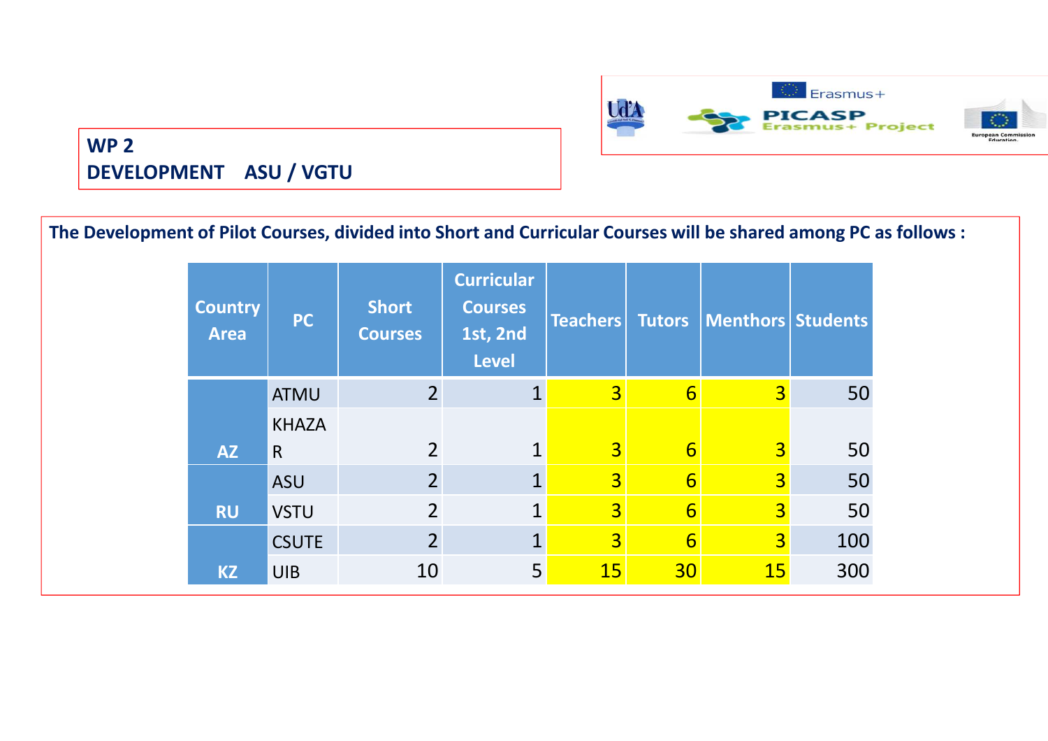**WP 2**
**DEVELOPMENT ASU / VGTU**

**The Development of Pilot Courses, divided into Short and Curricular Courses will be shared among PC as follows :**

| Country Area | PC | Short Courses | Curricular Courses 1st, 2nd Level | Teachers | Tutors | Menthors | Students |
|---|---|---|---|---|---|---|---|
| AZ | ATMU | 2 | 1 | 3 | 6 | 3 | 50 |
| | KHAZAR | 2 | 1 | 3 | 6 | 3 | 50 |
| RU | ASU | 2 | 1 | 3 | 6 | 3 | 50 |
| | VSTU | 2 | 1 | 3 | 6 | 3 | 50 |
| KZ | CSUTE | 2 | 1 | 3 | 6 | 3 | 100 |
| | UIB | 10 | 5 | 15 | 30 | 15 | 300 |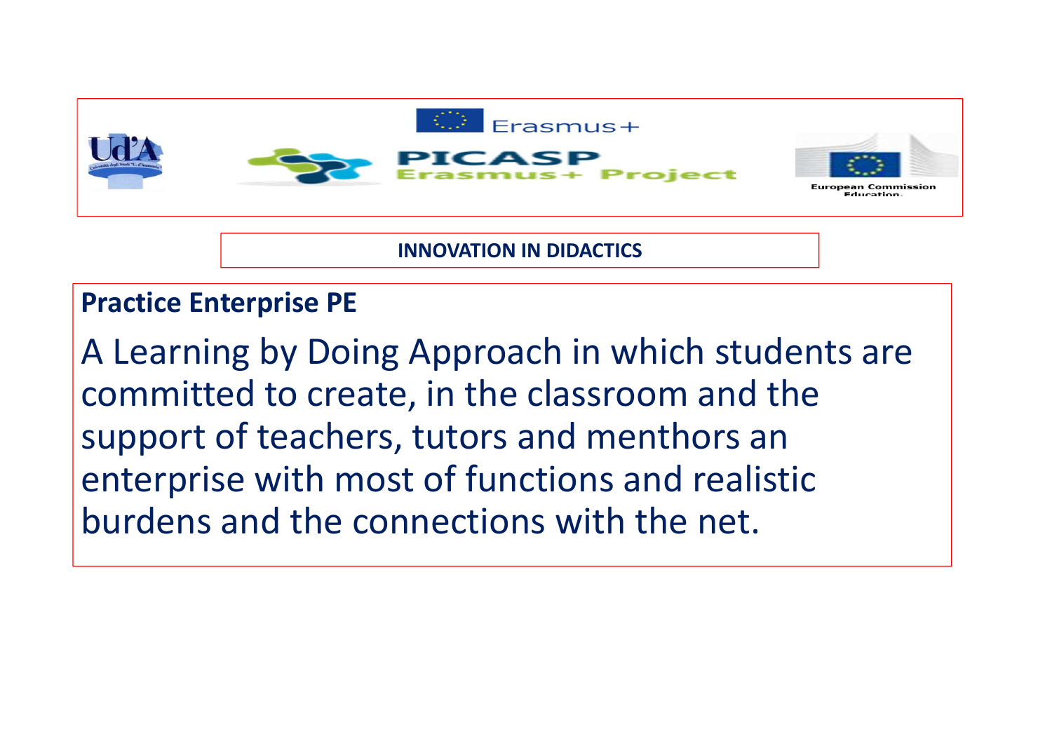Erasmus+

PICASP Erasmus+ Project

European Commission Education.

**INNOVATION IN DIDACTICS**

**Practice Enterprise PE**

A Learning by Doing Approach in which students are committed to create, in the classroom and the support of teachers, tutors and menthors an enterprise with most of functions and realistic burdens and the connections with the net.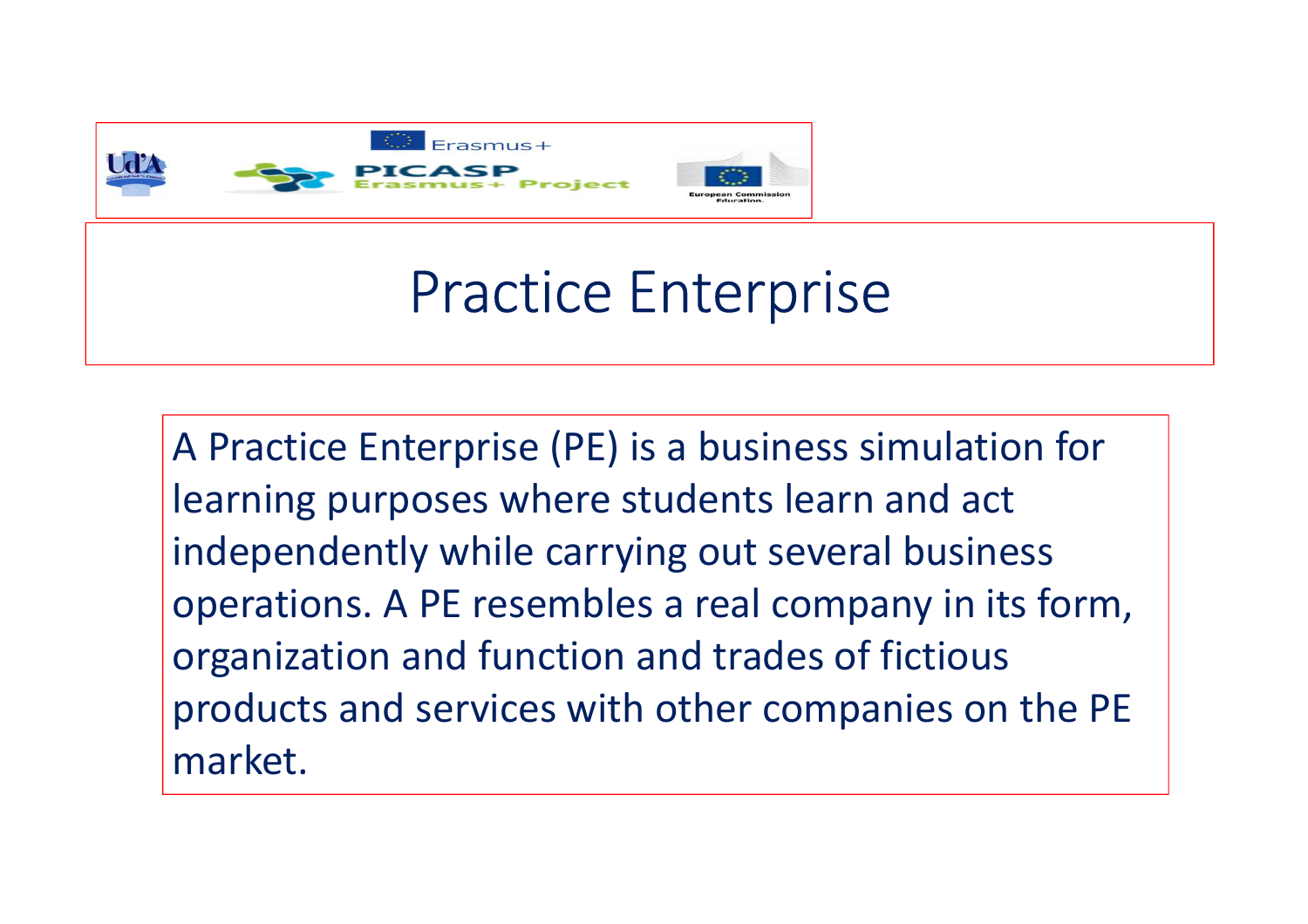# Practice Enterprise

A Practice Enterprise (PE) is a business simulation for learning purposes where students learn and act independently while carrying out several business operations. A PE resembles a real company in its form, organization and function and trades of fictious products and services with other companies on the PE market.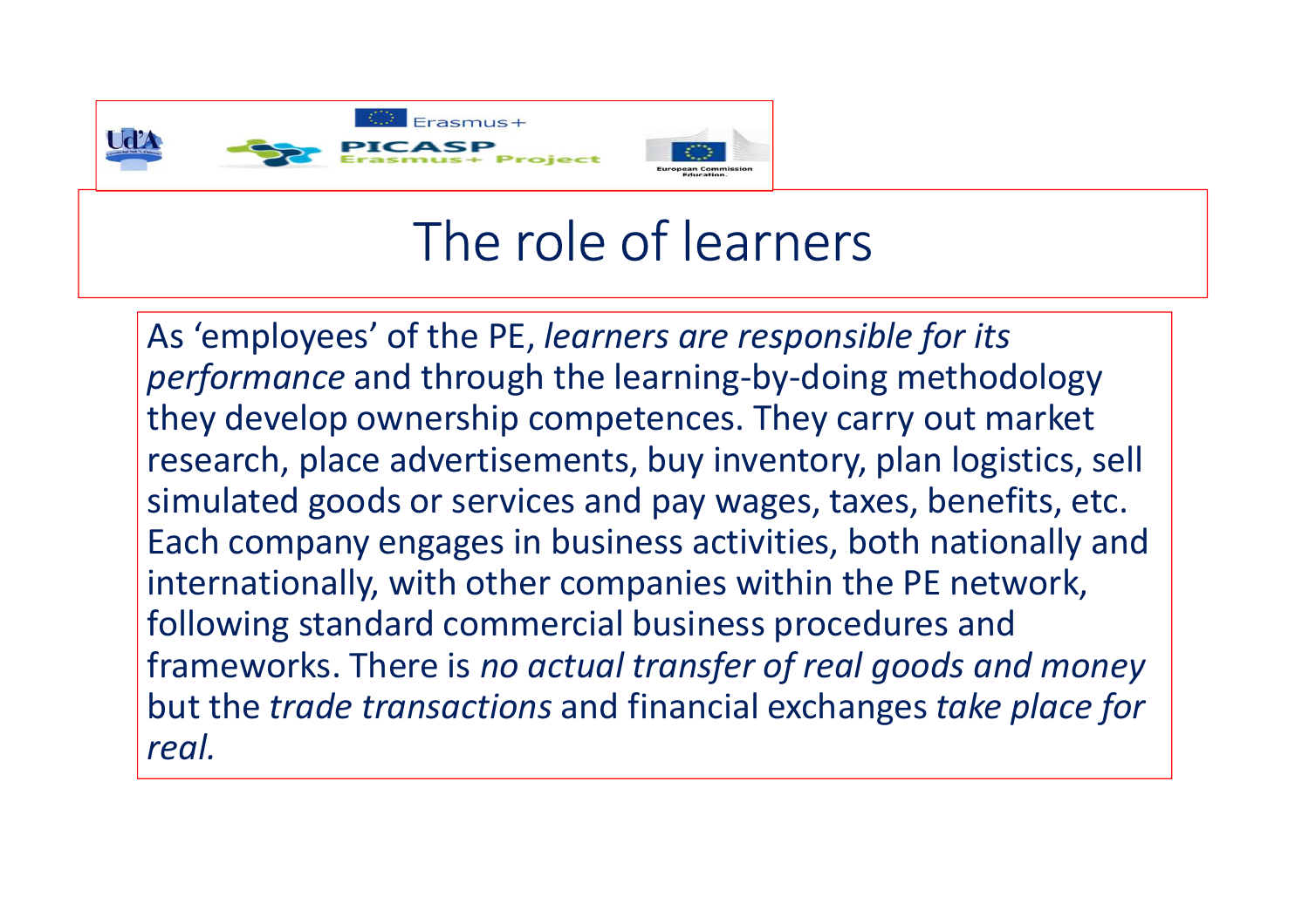# The role of learners

As ‘employees’ of the PE, *learners are responsible for its performance* and through the learning-by-doing methodology they develop ownership competences. They carry out market research, place advertisements, buy inventory, plan logistics, sell simulated goods or services and pay wages, taxes, benefits, etc. Each company engages in business activities, both nationally and internationally, with other companies within the PE network, following standard commercial business procedures and frameworks. There is *no actual transfer of real goods and money* but the *trade transactions* and financial exchanges *take place for real.*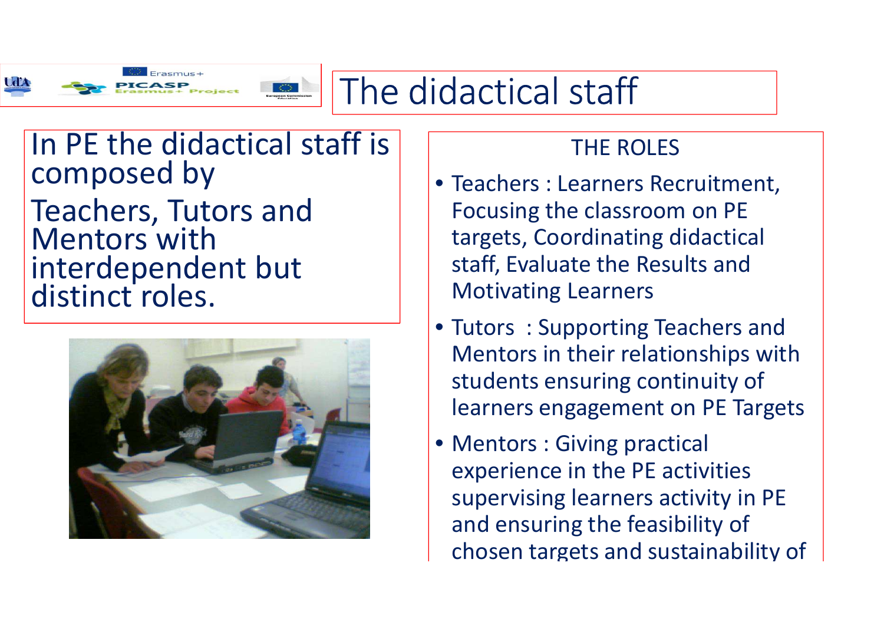# The didactical staff

In PE the didactical staff is composed by

Teachers, Tutors and Mentors with interdependent but distinct roles.

THE ROLES

- Teachers : Learners Recruitment, Focusing the classroom on PE targets, Coordinating didactical staff, Evaluate the Results and Motivating Learners
- Tutors : Supporting Teachers and Mentors in their relationships with students ensuring continuity of learners engagement on PE Targets
- Mentors : Giving practical experience in the PE activities supervising learners activity in PE and ensuring the feasibility of chosen targets and sustainability of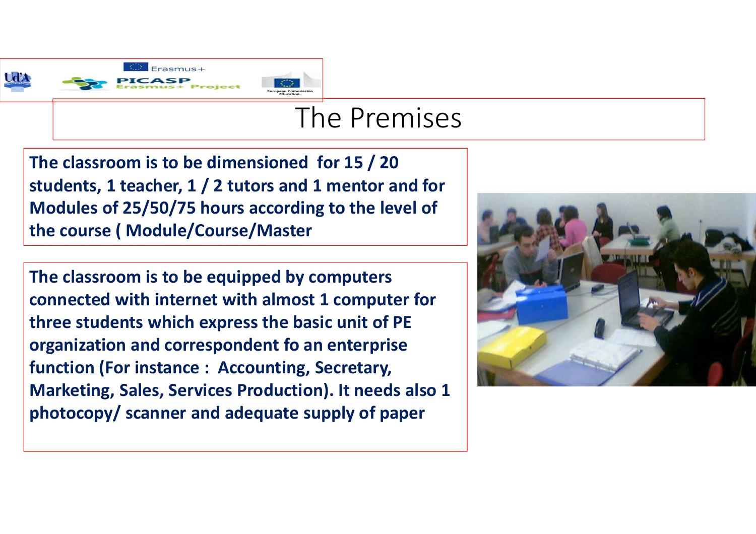# The Premises

**The classroom is to be dimensioned for 15 / 20 students, 1 teacher, 1 / 2 tutors and 1 mentor and for Modules of 25/50/75 hours according to the level of the course ( Module/Course/Master**

**The classroom is to be equipped by computers connected with internet with almost 1 computer for three students which express the basic unit of PE organization and correspondent fo an enterprise function (For instance : Accounting, Secretary, Marketing, Sales, Services Production). It needs also 1 photocopy/ scanner and adequate supply of paper**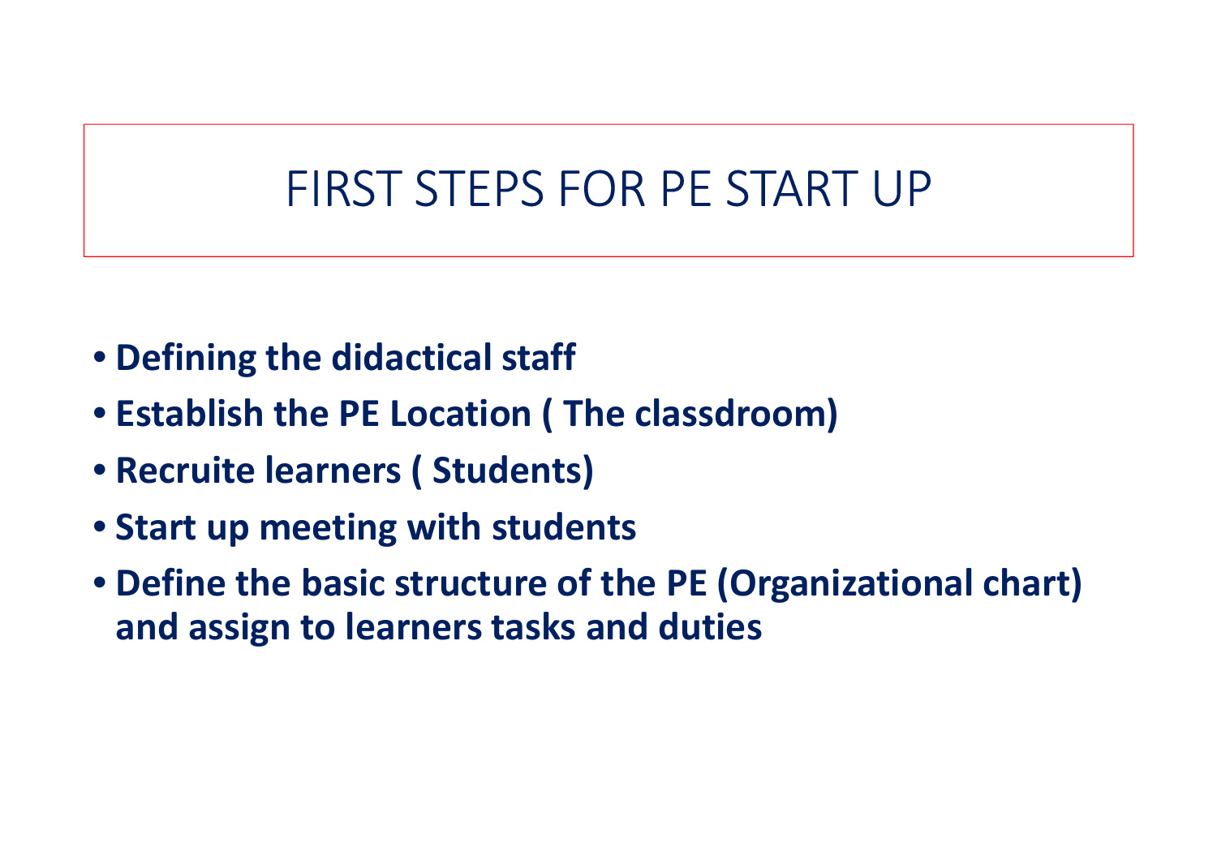# FIRST STEPS FOR PE START UP

- **Defining the didactical staff**
- **Establish the PE Location ( The classdroom)**
- **Recruite learners ( Students)**
- **Start up meeting with students**
- **Define the basic structure of the PE (Organizational chart) and assign to learners tasks and duties**